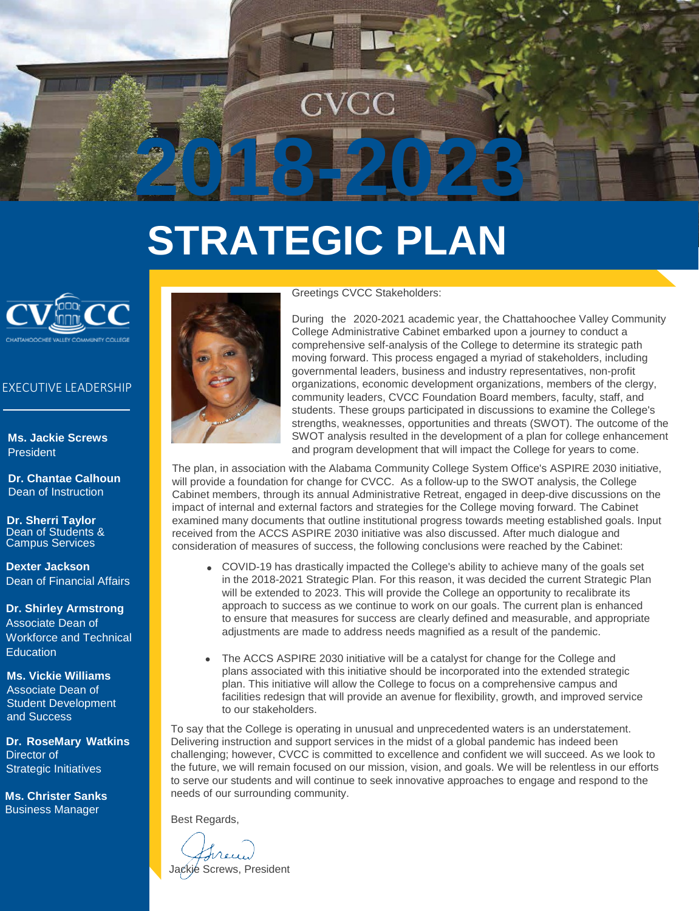# CVCC 2018-2023

# STRATEGIC PLAN

CHATTAHOOCHEE VALLEY COMMUNITY COLLEGE

## EXECUTIVE LEADERSHIP

**Ms. Jackie Screws**
President

**Dr. Chantae Calhoun**
Dean of Instruction

**Dr. Sherri Taylor**
Dean of Students & Campus Services

**Dexter Jackson**
Dean of Financial Affairs

**Dr. Shirley Armstrong**
Associate Dean of Workforce and Technical Education

**Ms. Vickie Williams**
Associate Dean of Student Development and Success

**Dr. RoseMary Watkins**
Director of Strategic Initiatives

**Ms. Christer Sanks**
Business Manager

Greetings CVCC Stakeholders:

During the 2020-2021 academic year, the Chattahoochee Valley Community College Administrative Cabinet embarked upon a journey to conduct a comprehensive self-analysis of the College to determine its strategic path moving forward. This process engaged a myriad of stakeholders, including governmental leaders, business and industry representatives, non-profit organizations, economic development organizations, members of the clergy, community leaders, CVCC Foundation Board members, faculty, staff, and students. These groups participated in discussions to examine the College's strengths, weaknesses, opportunities and threats (SWOT). The outcome of the SWOT analysis resulted in the development of a plan for college enhancement and program development that will impact the College for years to come.

The plan, in association with the Alabama Community College System Office's ASPIRE 2030 initiative, will provide a foundation for change for CVCC. As a follow-up to the SWOT analysis, the College Cabinet members, through its annual Administrative Retreat, engaged in deep-dive discussions on the impact of internal and external factors and strategies for the College moving forward. The Cabinet examined many documents that outline institutional progress towards meeting established goals. Input received from the ACCS ASPIRE 2030 initiative was also discussed. After much dialogue and consideration of measures of success, the following conclusions were reached by the Cabinet:

- COVID-19 has drastically impacted the College's ability to achieve many of the goals set in the 2018-2021 Strategic Plan. For this reason, it was decided the current Strategic Plan will be extended to 2023. This will provide the College an opportunity to recalibrate its approach to success as we continue to work on our goals. The current plan is enhanced to ensure that measures for success are clearly defined and measurable, and appropriate adjustments are made to address needs magnified as a result of the pandemic.

- The ACCS ASPIRE 2030 initiative will be a catalyst for change for the College and plans associated with this initiative should be incorporated into the extended strategic plan. This initiative will allow the College to focus on a comprehensive campus and facilities redesign that will provide an avenue for flexibility, growth, and improved service to our stakeholders.

To say that the College is operating in unusual and unprecedented waters is an understatement. Delivering instruction and support services in the midst of a global pandemic has indeed been challenging; however, CVCC is committed to excellence and confident we will succeed. As we look to the future, we will remain focused on our mission, vision, and goals. We will be relentless in our efforts to serve our students and will continue to seek innovative approaches to engage and respond to the needs of our surrounding community.

Best Regards,

Jackie Screws, President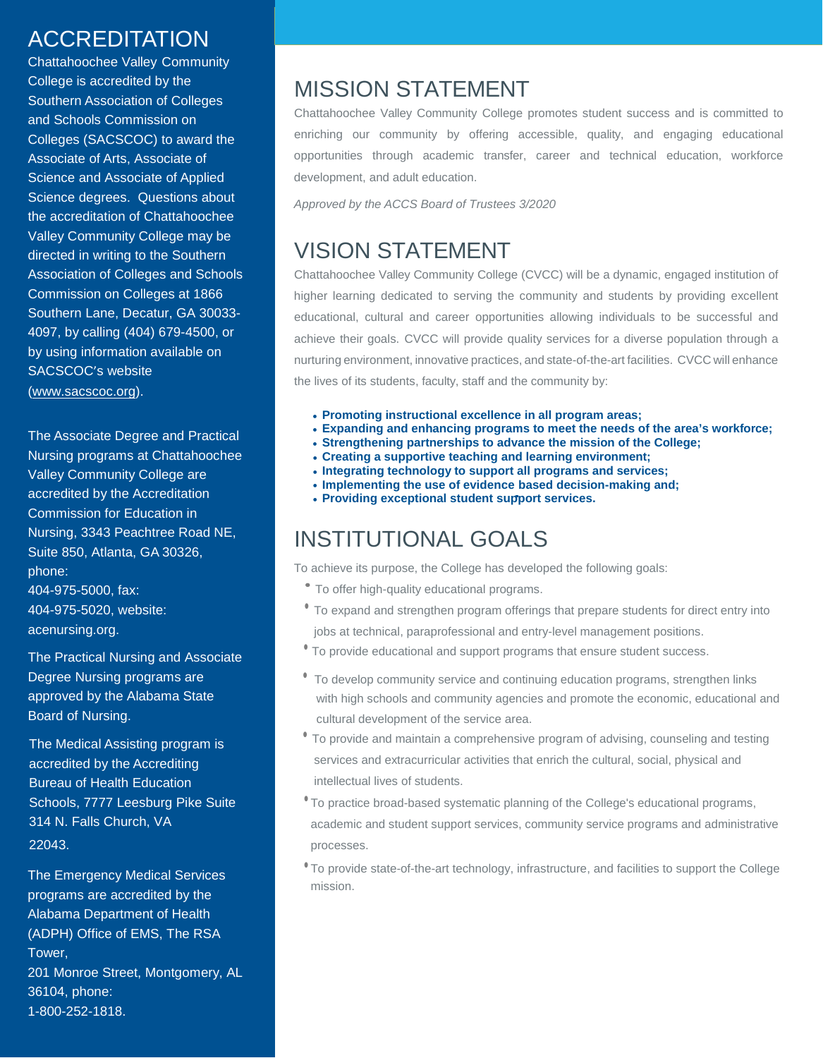# ACCREDITATION

Chattahoochee Valley Community College is accredited by the Southern Association of Colleges and Schools Commission on Colleges (SACSCOC) to award the Associate of Arts, Associate of Science and Associate of Applied Science degrees. Questions about the accreditation of Chattahoochee Valley Community College may be directed in writing to the Southern Association of Colleges and Schools Commission on Colleges at 1866 Southern Lane, Decatur, GA 30033-4097, by calling (404) 679-4500, or by using information available on SACSCOC's website (www.sacscoc.org).

The Associate Degree and Practical Nursing programs at Chattahoochee Valley Community College are accredited by the Accreditation Commission for Education in Nursing, 3343 Peachtree Road NE, Suite 850, Atlanta, GA 30326, phone: 404-975-5000, fax: 404-975-5020, website: acenursing.org.

The Practical Nursing and Associate Degree Nursing programs are approved by the Alabama State Board of Nursing.

The Medical Assisting program is accredited by the Accrediting Bureau of Health Education Schools, 7777 Leesburg Pike Suite 314 N. Falls Church, VA 22043.

The Emergency Medical Services programs are accredited by the Alabama Department of Health (ADPH) Office of EMS, The RSA Tower, 201 Monroe Street, Montgomery, AL 36104, phone: 1-800-252-1818.

# MISSION STATEMENT

Chattahoochee Valley Community College promotes student success and is committed to enriching our community by offering accessible, quality, and engaging educational opportunities through academic transfer, career and technical education, workforce development, and adult education.

*Approved by the ACCS Board of Trustees 3/2020*

# VISION STATEMENT

Chattahoochee Valley Community College (CVCC) will be a dynamic, engaged institution of higher learning dedicated to serving the community and students by providing excellent educational, cultural and career opportunities allowing individuals to be successful and achieve their goals. CVCC will provide quality services for a diverse population through a nurturing environment, innovative practices, and state-of-the-art facilities. CVCC will enhance the lives of its students, faculty, staff and the community by:

- **Promoting instructional excellence in all program areas;**
- **Expanding and enhancing programs to meet the needs of the area's workforce;**
- **Strengthening partnerships to advance the mission of the College;**
- **Creating a supportive teaching and learning environment;**
- **Integrating technology to support all programs and services;**
- **Implementing the use of evidence based decision-making and;**
- **Providing exceptional student support services.**

# INSTITUTIONAL GOALS

To achieve its purpose, the College has developed the following goals:

- To offer high-quality educational programs.
- To expand and strengthen program offerings that prepare students for direct entry into jobs at technical, paraprofessional and entry-level management positions.
- To provide educational and support programs that ensure student success.
- To develop community service and continuing education programs, strengthen links with high schools and community agencies and promote the economic, educational and cultural development of the service area.
- To provide and maintain a comprehensive program of advising, counseling and testing services and extracurricular activities that enrich the cultural, social, physical and intellectual lives of students.
- To practice broad-based systematic planning of the College's educational programs, academic and student support services, community service programs and administrative processes.
- To provide state-of-the-art technology, infrastructure, and facilities to support the College mission.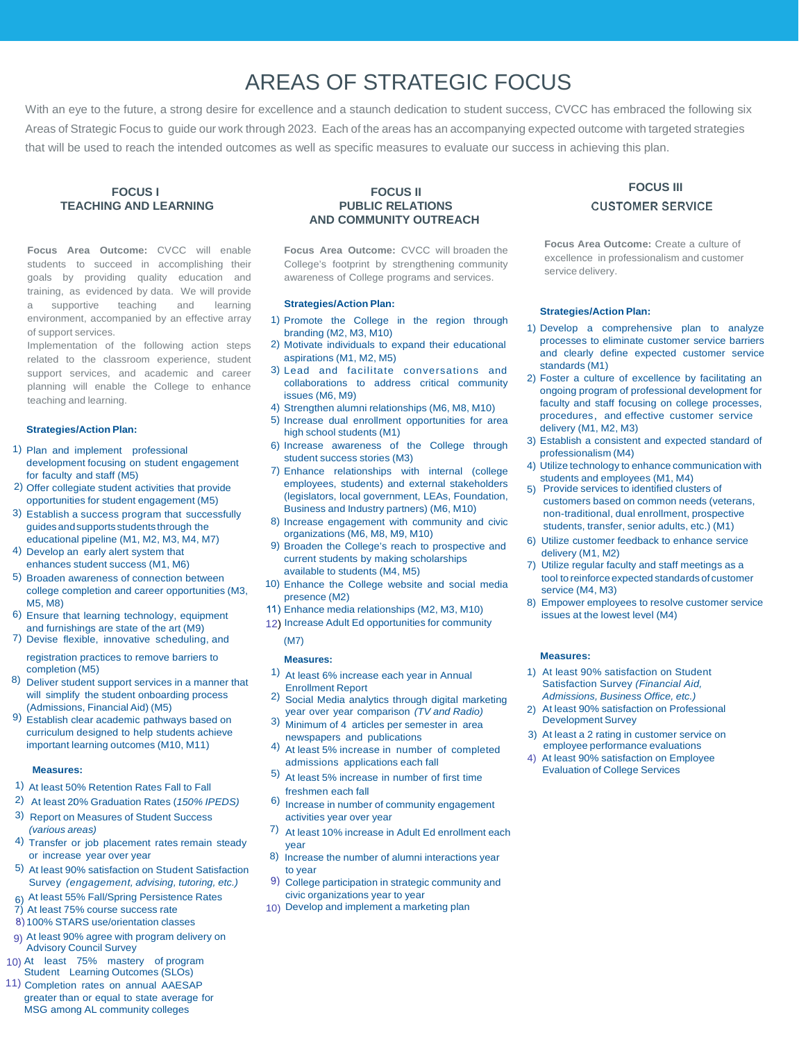# AREAS OF STRATEGIC FOCUS

With an eye to the future, a strong desire for excellence and a staunch dedication to student success, CVCC has embraced the following six Areas of Strategic Focus to guide our work through 2023. Each of the areas has an accompanying expected outcome with targeted strategies that will be used to reach the intended outcomes as well as specific measures to evaluate our success in achieving this plan.

## FOCUS I
## TEACHING AND LEARNING

**Focus Area Outcome:** CVCC will enable students to succeed in accomplishing their goals by providing quality education and training, as evidenced by data. We will provide a supportive teaching and learning environment, accompanied by an effective array of support services.

Implementation of the following action steps related to the classroom experience, student support services, and academic and career planning will enable the College to enhance teaching and learning.

### Strategies/Action Plan:

1) Plan and implement professional development focusing on student engagement for faculty and staff (M5)
2) Offer collegiate student activities that provide opportunities for student engagement (M5)
3) Establish a success program that successfully guides and supports students through the educational pipeline (M1, M2, M3, M4, M7)
4) Develop an early alert system that enhances student success (M1, M6)
5) Broaden awareness of connection between college completion and career opportunities (M3, M5, M8)
6) Ensure that learning technology, equipment and furnishings are state of the art (M9)
7) Devise flexible, innovative scheduling, and registration practices to remove barriers to completion (M5)
8) Deliver student support services in a manner that will simplify the student onboarding process (Admissions, Financial Aid) (M5)
9) Establish clear academic pathways based on curriculum designed to help students achieve important learning outcomes (M10, M11)

### Measures:

1) At least 50% Retention Rates Fall to Fall
2) At least 20% Graduation Rates (*150% IPEDS*)
3) Report on Measures of Student Success *(various areas)*
4) Transfer or job placement rates remain steady or increase year over year
5) At least 90% satisfaction on Student Satisfaction Survey *(engagement, advising, tutoring, etc.)*
6) At least 55% Fall/Spring Persistence Rates
7) At least 75% course success rate
8) 100% STARS use/orientation classes
9) At least 90% agree with program delivery on Advisory Council Survey
10) At least 75% mastery of program Student Learning Outcomes (SLOs)
11) Completion rates on annual AAESAP greater than or equal to state average for MSG among AL community colleges

## FOCUS II
## PUBLIC RELATIONS AND COMMUNITY OUTREACH

**Focus Area Outcome:** CVCC will broaden the College's footprint by strengthening community awareness of College programs and services.

### Strategies/Action Plan:

1) Promote the College in the region through branding (M2, M3, M10)
2) Motivate individuals to expand their educational aspirations (M1, M2, M5)
3) Lead and facilitate conversations and collaborations to address critical community issues (M6, M9)
4) Strengthen alumni relationships (M6, M8, M10)
5) Increase dual enrollment opportunities for area high school students (M1)
6) Increase awareness of the College through student success stories (M3)
7) Enhance relationships with internal (college employees, students) and external stakeholders (legislators, local government, LEAs, Foundation, Business and Industry partners) (M6, M10)
8) Increase engagement with community and civic organizations (M6, M8, M9, M10)
9) Broaden the College's reach to prospective and current students by making scholarships available to students (M4, M5)
10) Enhance the College website and social media presence (M2)
11) Enhance media relationships (M2, M3, M10)
12) Increase Adult Ed opportunities for community (M7)

### Measures:

1) At least 6% increase each year in Annual Enrollment Report
2) Social Media analytics through digital marketing year over year comparison *(TV and Radio)*
3) Minimum of 4 articles per semester in area newspapers and publications
4) At least 5% increase in number of completed admissions applications each fall
5) At least 5% increase in number of first time freshmen each fall
6) Increase in number of community engagement activities year over year
7) At least 10% increase in Adult Ed enrollment each year
8) Increase the number of alumni interactions year to year
9) College participation in strategic community and civic organizations year to year
10) Develop and implement a marketing plan

## FOCUS III
## CUSTOMER SERVICE

**Focus Area Outcome:** Create a culture of excellence in professionalism and customer service delivery.

### Strategies/Action Plan:

1) Develop a comprehensive plan to analyze processes to eliminate customer service barriers and clearly define expected customer service standards (M1)
2) Foster a culture of excellence by facilitating an ongoing program of professional development for faculty and staff focusing on college processes, procedures, and effective customer service delivery (M1, M2, M3)
3) Establish a consistent and expected standard of professionalism (M4)
4) Utilize technology to enhance communication with students and employees (M1, M4)
5) Provide services to identified clusters of customers based on common needs (veterans, non-traditional, dual enrollment, prospective students, transfer, senior adults, etc.) (M1)
6) Utilize customer feedback to enhance service delivery (M1, M2)
7) Utilize regular faculty and staff meetings as a tool to reinforce expected standards of customer service (M4, M3)
8) Empower employees to resolve customer service issues at the lowest level (M4)

### Measures:

1) At least 90% satisfaction on Student Satisfaction Survey *(Financial Aid, Admissions, Business Office, etc.)*
2) At least 90% satisfaction on Professional Development Survey
3) At least a 2 rating in customer service on employee performance evaluations
4) At least 90% satisfaction on Employee Evaluation of College Services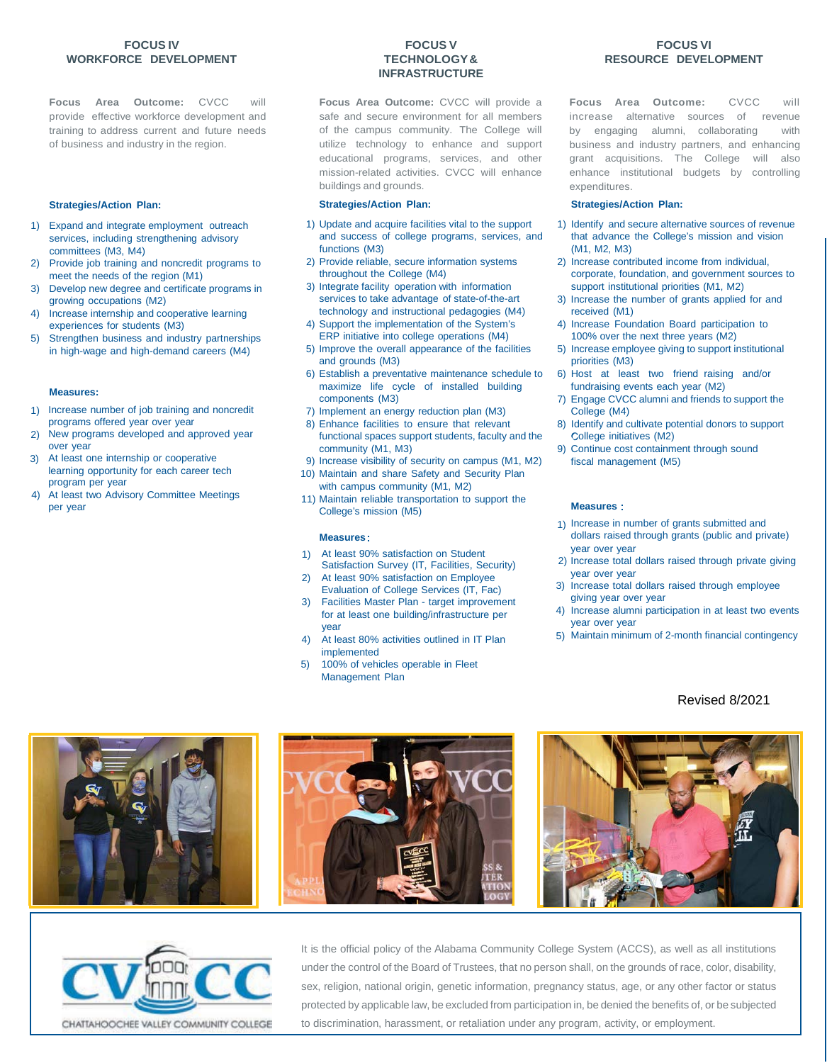## FOCUS IV
## WORKFORCE DEVELOPMENT

**Focus Area Outcome:** CVCC will provide effective workforce development and training to address current and future needs of business and industry in the region.

**Strategies/Action Plan:**

1) Expand and integrate employment outreach services, including strengthening advisory committees (M3, M4)
2) Provide job training and noncredit programs to meet the needs of the region (M1)
3) Develop new degree and certificate programs in growing occupations (M2)
4) Increase internship and cooperative learning experiences for students (M3)
5) Strengthen business and industry partnerships in high-wage and high-demand careers (M4)

**Measures:**

1) Increase number of job training and noncredit programs offered year over year
2) New programs developed and approved year over year
3) At least one internship or cooperative learning opportunity for each career tech program per year
4) At least two Advisory Committee Meetings per year

## FOCUS V
## TECHNOLOGY & INFRASTRUCTURE

**Focus Area Outcome:** CVCC will provide a safe and secure environment for all members of the campus community. The College will utilize technology to enhance and support educational programs, services, and other mission-related activities. CVCC will enhance buildings and grounds.

**Strategies/Action Plan:**

1) Update and acquire facilities vital to the support and success of college programs, services, and functions (M3)
2) Provide reliable, secure information systems throughout the College (M4)
3) Integrate facility operation with information services to take advantage of state-of-the-art technology and instructional pedagogies (M4)
4) Support the implementation of the System's ERP initiative into college operations (M4)
5) Improve the overall appearance of the facilities and grounds (M3)
6) Establish a preventative maintenance schedule to maximize life cycle of installed building components (M3)
7) Implement an energy reduction plan (M3)
8) Enhance facilities to ensure that relevant functional spaces support students, faculty and the community (M1, M3)
9) Increase visibility of security on campus (M1, M2)
10) Maintain and share Safety and Security Plan with campus community (M1, M2)
11) Maintain reliable transportation to support the College's mission (M5)

**Measures:**

1) At least 90% satisfaction on Student Satisfaction Survey (IT, Facilities, Security)
2) At least 90% satisfaction on Employee Evaluation of College Services (IT, Fac)
3) Facilities Master Plan - target improvement for at least one building/infrastructure per year
4) At least 80% activities outlined in IT Plan implemented
5) 100% of vehicles operable in Fleet Management Plan

## FOCUS VI
## RESOURCE DEVELOPMENT

**Focus Area Outcome:** CVCC will increase alternative sources of revenue by engaging alumni, collaborating with business and industry partners, and enhancing grant acquisitions. The College will also enhance institutional budgets by controlling expenditures.

**Strategies/Action Plan:**

1) Identify and secure alternative sources of revenue that advance the College's mission and vision (M1, M2, M3)
2) Increase contributed income from individual, corporate, foundation, and government sources to support institutional priorities (M1, M2)
3) Increase the number of grants applied for and received (M1)
4) Increase Foundation Board participation to 100% over the next three years (M2)
5) Increase employee giving to support institutional priorities (M3)
6) Host at least two friend raising and/or fundraising events each year (M2)
7) Engage CVCC alumni and friends to support the College (M4)
8) Identify and cultivate potential donors to support College initiatives (M2)
9) Continue cost containment through sound fiscal management (M5)

**Measures:**

1) Increase in number of grants submitted and dollars raised through grants (public and private) year over year
2) Increase total dollars raised through private giving year over year
3) Increase total dollars raised through employee giving year over year
4) Increase alumni participation in at least two events year over year
5) Maintain minimum of 2-month financial contingency

Revised 8/2021

CHATTAHOOCHEE VALLEY COMMUNITY COLLEGE

It is the official policy of the Alabama Community College System (ACCS), as well as all institutions under the control of the Board of Trustees, that no person shall, on the grounds of race, color, disability, sex, religion, national origin, genetic information, pregnancy status, age, or any other factor or status protected by applicable law, be excluded from participation in, be denied the benefits of, or be subjected to discrimination, harassment, or retaliation under any program, activity, or employment.